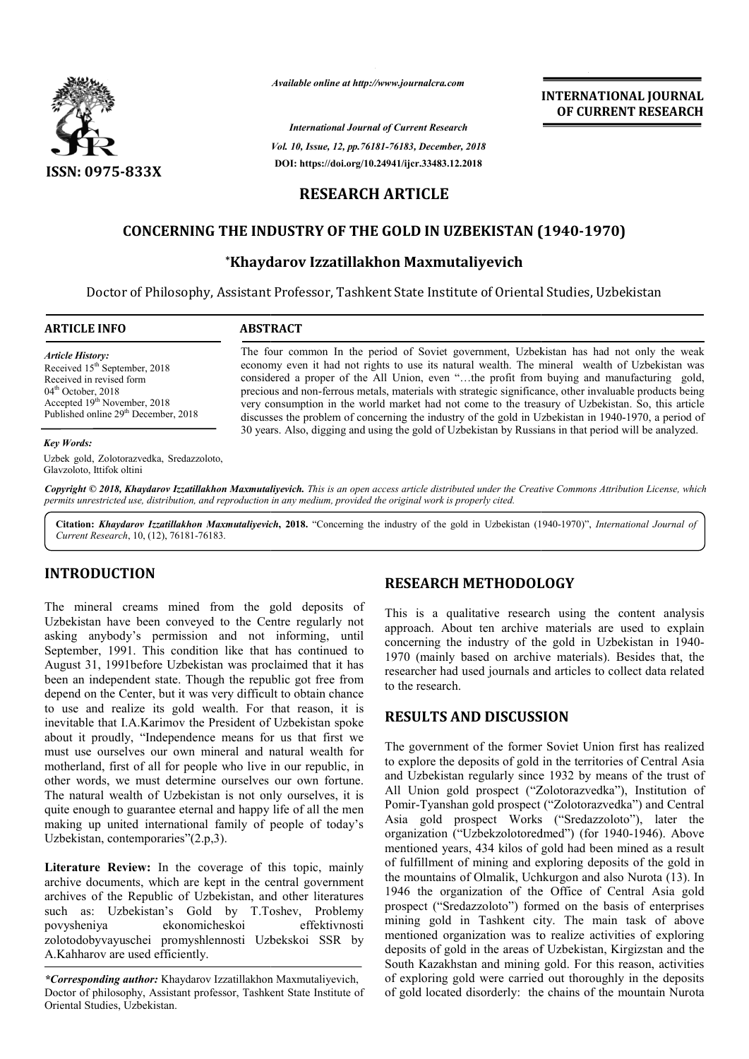# RESEARCH ARTICLE

# CONCERNING THE INDUSTRY OF THE GOLD IN UZBEKISTAN (1940-1970)

**\*Khaydarov Izzatillakhon Maxmutaliyevich**

Doctor of Philosophy, Assistant Professor, Tashkent State Institute of Oriental Studies, Uzbekistan

**ARTICLE INFO**

*Article History:*
Received 15[th] September, 2018
Received in revised form 04[th] October, 2018
Accepted 19[th] November, 2018
Published online 29[th] December, 2018

*Key Words:*
Uzbek gold, Zolotorazvedka, Sredazzoloto, Glavzoloto, Ittifok oltini

**ABSTRACT**

The four common In the period of Soviet government, Uzbekistan has had not only the weak economy even it had not rights to use its natural wealth. The mineral wealth of Uzbekistan was considered a proper of the All Union, even "…the profit from buying and manufacturing gold, precious and non-ferrous metals, materials with strategic significance, other invaluable products being very consumption in the world market had not come to the treasury of Uzbekistan. So, this article discusses the problem of concerning the industry of the gold in Uzbekistan in 1940-1970, a period of 30 years. Also, digging and using the gold of Uzbekistan by Russians in that period will be analyzed.

*Copyright © 2018, Khaydarov Izzatillakhon Maxmutaliyevich. This is an open access article distributed under the Creative Commons Attribution License, which permits unrestricted use, distribution, and reproduction in any medium, provided the original work is properly cited.*

**Citation:** *Khaydarov Izzatillakhon Maxmutaliyevich*, **2018.** "Concerning the industry of the gold in Uzbekistan (1940-1970)", *International Journal of Current Research*, 10, (12), 76181-76183.

## INTRODUCTION

The mineral creams mined from the gold deposits of Uzbekistan have been conveyed to the Centre regularly not asking anybody's permission and not informing, until September, 1991. This condition like that has continued to August 31, 1991before Uzbekistan was proclaimed that it has been an independent state. Though the republic got free from depend on the Center, but it was very difficult to obtain chance to use and realize its gold wealth. For that reason, it is inevitable that I.A.Karimov the President of Uzbekistan spoke about it proudly, "Independence means for us that first we must use ourselves our own mineral and natural wealth for motherland, first of all for people who live in our republic, in other words, we must determine ourselves our own fortune. The natural wealth of Uzbekistan is not only ourselves, it is quite enough to guarantee eternal and happy life of all the men making up united international family of people of today's Uzbekistan, contemporaries"(2.p,3).

**Literature Review:** In the coverage of this topic, mainly archive documents, which are kept in the central government archives of the Republic of Uzbekistan, and other literatures such as: Uzbekistan's Gold by T.Toshev, Problemy povysheniya ekonomicheskoi effektivnosti zolotodobyvayuschei promyshlennosti Uzbekskoi SSR by A.Kahharov are used efficiently.

## RESEARCH METHODOLOGY

This is a qualitative research using the content analysis approach. About ten archive materials are used to explain concerning the industry of the gold in Uzbekistan in 1940-1970 (mainly based on archive materials). Besides that, the researcher had used journals and articles to collect data related to the research.

## RESULTS AND DISCUSSION

The government of the former Soviet Union first has realized to explore the deposits of gold in the territories of Central Asia and Uzbekistan regularly since 1932 by means of the trust of All Union gold prospect ("Zolotorazvedka"), Institution of Pomir-Tyanshan gold prospect ("Zolotorazvedka") and Central Asia gold prospect Works ("Sredazzoloto"), later the organization ("Uzbekzolotoredmed") (for 1940-1946). Above mentioned years, 434 kilos of gold had been mined as a result of fulfillment of mining and exploring deposits of the gold in the mountains of Olmalik, Uchkurgon and also Nurota (13). In 1946 the organization of the Office of Central Asia gold prospect ("Sredazzoloto") formed on the basis of enterprises mining gold in Tashkent city. The main task of above mentioned organization was to realize activities of exploring deposits of gold in the areas of Uzbekistan, Kirgizstan and the South Kazakhstan and mining gold. For this reason, activities of exploring gold were carried out thoroughly in the deposits of gold located disorderly: the chains of the mountain Nurota

*\*Corresponding author:* Khaydarov Izzatillakhon Maxmutaliyevich, Doctor of philosophy, Assistant professor, Tashkent State Institute of Oriental Studies, Uzbekistan.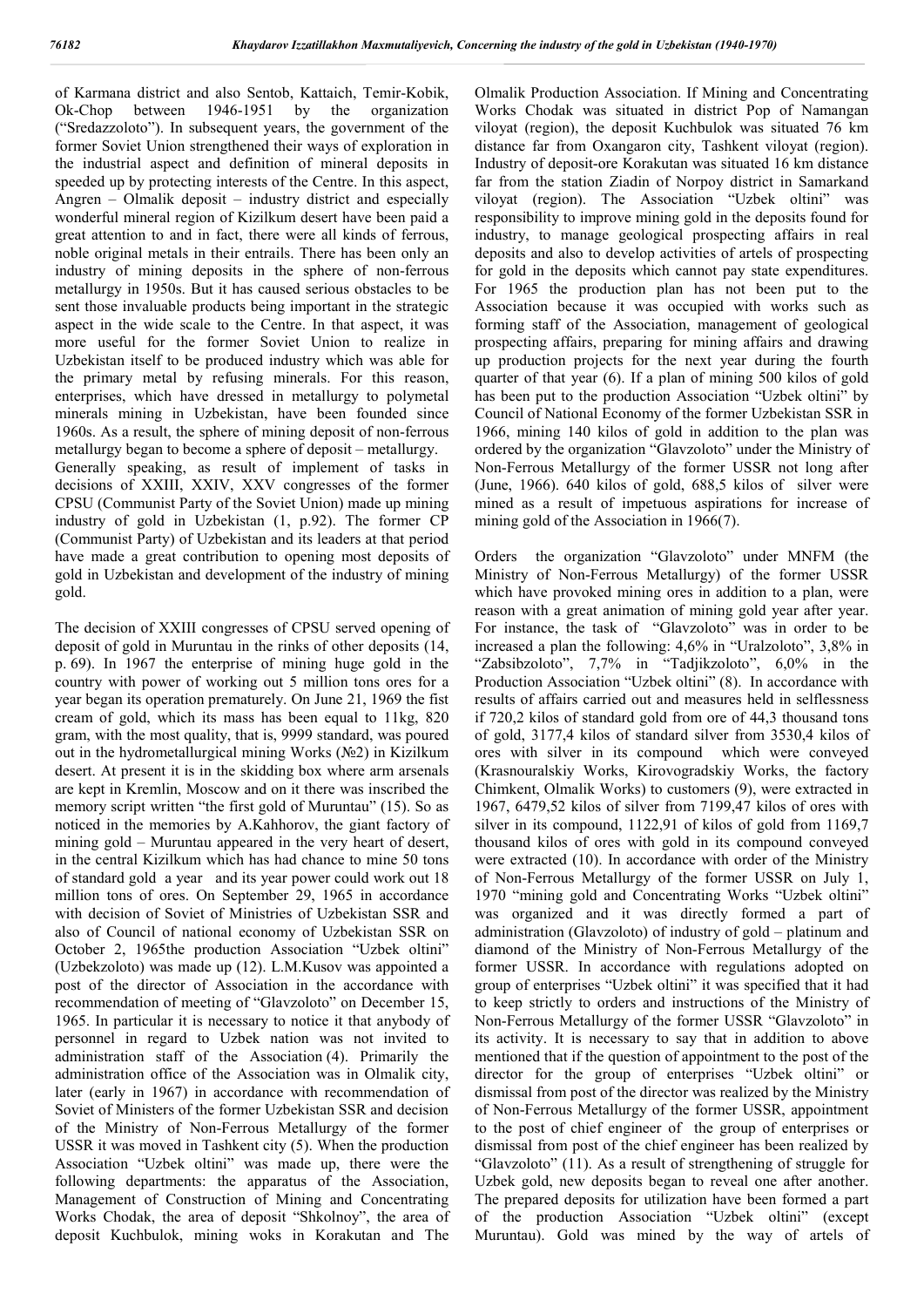of Karmana district and also Sentob, Kattaich, Temir-Kobik, Ok-Chop between 1946-1951 by the organization ("Sredazzoloto"). In subsequent years, the government of the former Soviet Union strengthened their ways of exploration in the industrial aspect and definition of mineral deposits in speeded up by protecting interests of the Centre. In this aspect, Angren – Olmalik deposit – industry district and especially wonderful mineral region of Kizilkum desert have been paid a great attention to and in fact, there were all kinds of ferrous, noble original metals in their entrails. There has been only an industry of mining deposits in the sphere of non-ferrous metallurgy in 1950s. But it has caused serious obstacles to be sent those invaluable products being important in the strategic aspect in the wide scale to the Centre. In that aspect, it was more useful for the former Soviet Union to realize in Uzbekistan itself to be produced industry which was able for the primary metal by refusing minerals. For this reason, enterprises, which have dressed in metallurgy to polymetal minerals mining in Uzbekistan, have been founded since 1960s. As a result, the sphere of mining deposit of non-ferrous metallurgy began to become a sphere of deposit – metallurgy. Generally speaking, as result of implement of tasks in decisions of XXIII, XXIV, XXV congresses of the former CPSU (Communist Party of the Soviet Union) made up mining industry of gold in Uzbekistan (1, p.92). The former CP (Communist Party) of Uzbekistan and its leaders at that period have made a great contribution to opening most deposits of gold in Uzbekistan and development of the industry of mining gold.

The decision of XXIII congresses of CPSU served opening of deposit of gold in Muruntau in the rinks of other deposits (14, p. 69). In 1967 the enterprise of mining huge gold in the country with power of working out 5 million tons ores for a year began its operation prematurely. On June 21, 1969 the fist cream of gold, which its mass has been equal to 11kg, 820 gram, with the most quality, that is, 9999 standard, was poured out in the hydrometallurgical mining Works (№2) in Kizilkum desert. At present it is in the skidding box where arm arsenals are kept in Kremlin, Moscow and on it there was inscribed the memory script written "the first gold of Muruntau" (15). So as noticed in the memories by A.Kahhorov, the giant factory of mining gold – Muruntau appeared in the very heart of desert, in the central Kizilkum which has had chance to mine 50 tons of standard gold a year and its year power could work out 18 million tons of ores. On September 29, 1965 in accordance with decision of Soviet of Ministries of Uzbekistan SSR and also of Council of national economy of Uzbekistan SSR on October 2, 1965the production Association "Uzbek oltini" (Uzbekzoloto) was made up (12). L.M.Kusov was appointed a post of the director of Association in the accordance with recommendation of meeting of "Glavzoloto" on December 15, 1965. In particular it is necessary to notice it that anybody of personnel in regard to Uzbek nation was not invited to administration staff of the Association (4). Primarily the administration office of the Association was in Olmalik city, later (early in 1967) in accordance with recommendation of Soviet of Ministers of the former Uzbekistan SSR and decision of the Ministry of Non-Ferrous Metallurgy of the former USSR it was moved in Tashkent city (5). When the production Association "Uzbek oltini" was made up, there were the following departments: the apparatus of the Association, Management of Construction of Mining and Concentrating Works Chodak, the area of deposit "Shkolnoy", the area of deposit Kuchbulok, mining woks in Korakutan and The Olmalik Production Association. If Mining and Concentrating Works Chodak was situated in district Pop of Namangan viloyat (region), the deposit Kuchbulok was situated 76 km distance far from Oxangaron city, Tashkent viloyat (region). Industry of deposit-ore Korakutan was situated 16 km distance far from the station Ziadin of Norpoy district in Samarkand viloyat (region). The Association "Uzbek oltini" was responsibility to improve mining gold in the deposits found for industry, to manage geological prospecting affairs in real deposits and also to develop activities of artels of prospecting for gold in the deposits which cannot pay state expenditures. For 1965 the production plan has not been put to the Association because it was occupied with works such as forming staff of the Association, management of geological prospecting affairs, preparing for mining affairs and drawing up production projects for the next year during the fourth quarter of that year (6). If a plan of mining 500 kilos of gold has been put to the production Association "Uzbek oltini" by Council of National Economy of the former Uzbekistan SSR in 1966, mining 140 kilos of gold in addition to the plan was ordered by the organization "Glavzoloto" under the Ministry of Non-Ferrous Metallurgy of the former USSR not long after (June, 1966). 640 kilos of gold, 688,5 kilos of silver were mined as a result of impetuous aspirations for increase of mining gold of the Association in 1966(7).

Orders the organization "Glavzoloto" under MNFM (the Ministry of Non-Ferrous Metallurgy) of the former USSR which have provoked mining ores in addition to a plan, were reason with a great animation of mining gold year after year. For instance, the task of "Glavzoloto" was in order to be increased a plan the following: 4,6% in "Uralzoloto", 3,8% in "Zabsibzoloto", 7,7% in "Tadjikzoloto", 6,0% in the Production Association "Uzbek oltini" (8). In accordance with results of affairs carried out and measures held in selflessness if 720,2 kilos of standard gold from ore of 44,3 thousand tons of gold, 3177,4 kilos of standard silver from 3530,4 kilos of ores with silver in its compound which were conveyed (Krasnouralskiy Works, Kirovogradskiy Works, the factory Chimkent, Olmalik Works) to customers (9), were extracted in 1967, 6479,52 kilos of silver from 7199,47 kilos of ores with silver in its compound, 1122,91 of kilos of gold from 1169,7 thousand kilos of ores with gold in its compound conveyed were extracted (10). In accordance with order of the Ministry of Non-Ferrous Metallurgy of the former USSR on July 1, 1970 "mining gold and Concentrating Works "Uzbek oltini" was organized and it was directly formed a part of administration (Glavzoloto) of industry of gold – platinum and diamond of the Ministry of Non-Ferrous Metallurgy of the former USSR. In accordance with regulations adopted on group of enterprises "Uzbek oltini" it was specified that it had to keep strictly to orders and instructions of the Ministry of Non-Ferrous Metallurgy of the former USSR "Glavzoloto" in its activity. It is necessary to say that in addition to above mentioned that if the question of appointment to the post of the director for the group of enterprises "Uzbek oltini" or dismissal from post of the director was realized by the Ministry of Non-Ferrous Metallurgy of the former USSR, appointment to the post of chief engineer of the group of enterprises or dismissal from post of the chief engineer has been realized by "Glavzoloto" (11). As a result of strengthening of struggle for Uzbek gold, new deposits began to reveal one after another. The prepared deposits for utilization have been formed a part of the production Association "Uzbek oltini" (except Muruntau). Gold was mined by the way of artels of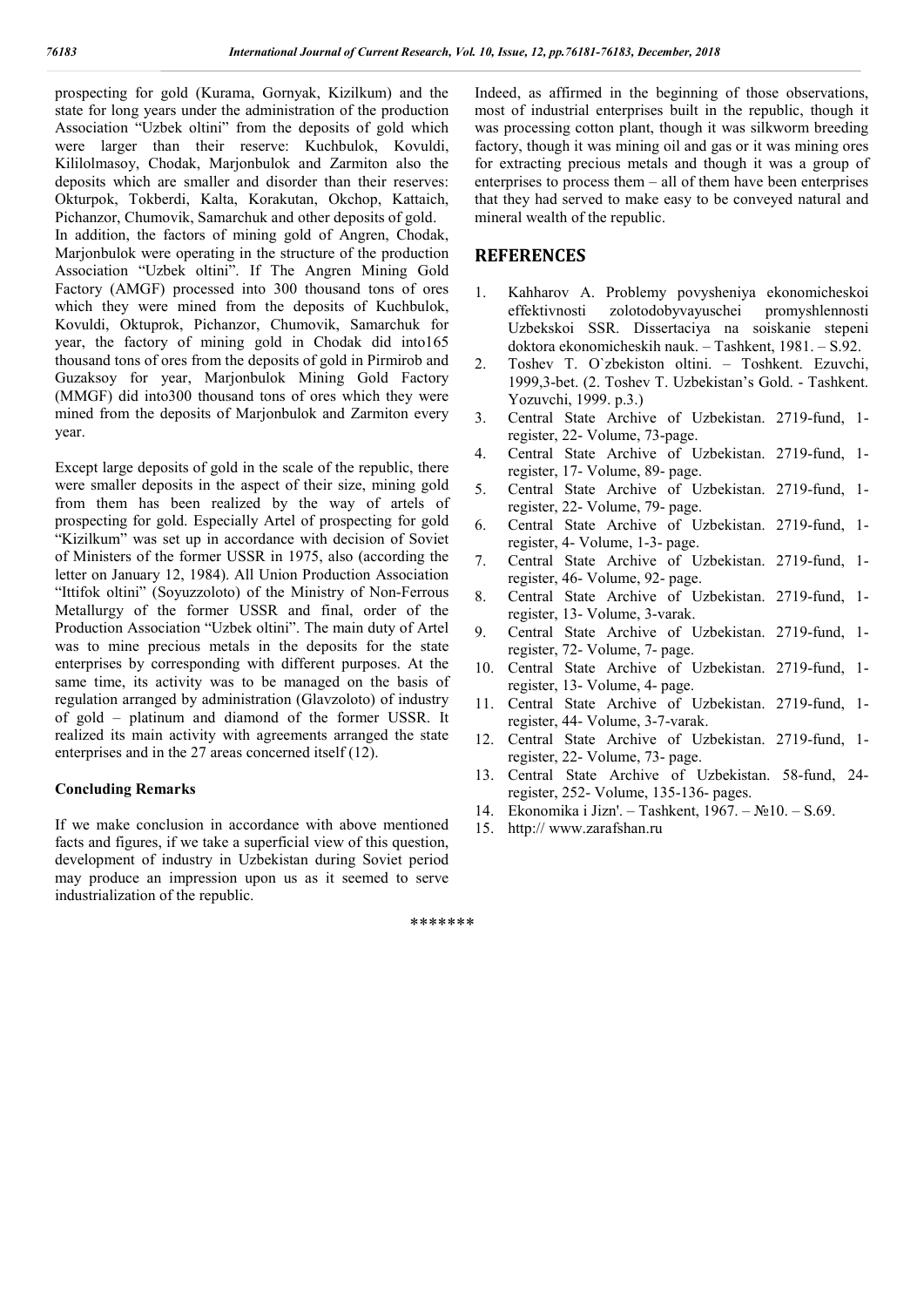prospecting for gold (Kurama, Gornyak, Kizilkum) and the state for long years under the administration of the production Association "Uzbek oltini" from the deposits of gold which were larger than their reserve: Kuchbulok, Kovuldi, Kililolmasoy, Chodak, Marjonbulok and Zarmiton also the deposits which are smaller and disorder than their reserves: Okturpok, Tokberdi, Kalta, Korakutan, Okchop, Kattaich, Pichanzor, Chumovik, Samarchuk and other deposits of gold.
In addition, the factors of mining gold of Angren, Chodak, Marjonbulok were operating in the structure of the production Association "Uzbek oltini". If The Angren Mining Gold Factory (AMGF) processed into 300 thousand tons of ores which they were mined from the deposits of Kuchbulok, Kovuldi, Oktuprok, Pichanzor, Chumovik, Samarchuk for year, the factory of mining gold in Chodak did into165 thousand tons of ores from the deposits of gold in Pirmirob and Guzaksoy for year, Marjonbulok Mining Gold Factory (MMGF) did into300 thousand tons of ores which they were mined from the deposits of Marjonbulok and Zarmiton every year.

Except large deposits of gold in the scale of the republic, there were smaller deposits in the aspect of their size, mining gold from them has been realized by the way of artels of prospecting for gold. Especially Artel of prospecting for gold "Kizilkum" was set up in accordance with decision of Soviet of Ministers of the former USSR in 1975, also (according the letter on January 12, 1984). All Union Production Association "Ittifok oltini" (Soyuzzoloto) of the Ministry of Non-Ferrous Metallurgy of the former USSR and final, order of the Production Association "Uzbek oltini". The main duty of Artel was to mine precious metals in the deposits for the state enterprises by corresponding with different purposes. At the same time, its activity was to be managed on the basis of regulation arranged by administration (Glavzoloto) of industry of gold – platinum and diamond of the former USSR. It realized its main activity with agreements arranged the state enterprises and in the 27 areas concerned itself (12).

### Concluding Remarks

If we make conclusion in accordance with above mentioned facts and figures, if we take a superficial view of this question, development of industry in Uzbekistan during Soviet period may produce an impression upon us as it seemed to serve industrialization of the republic.

Indeed, as affirmed in the beginning of those observations, most of industrial enterprises built in the republic, though it was processing cotton plant, though it was silkworm breeding factory, though it was mining oil and gas or it was mining ores for extracting precious metals and though it was a group of enterprises to process them – all of them have been enterprises that they had served to make easy to be conveyed natural and mineral wealth of the republic.

## REFERENCES

1. Kahharov A. Problemy povysheniya ekonomicheskoi effektivnosti zolotodobyvayuschei promyshlennosti Uzbekskoi SSR. Dissertaciya na soiskanie stepeni doktora ekonomicheskih nauk. – Tashkent, 1981. – S.92.
2. Toshev T. O`zbekiston oltini. – Toshkent. Ezuvchi, 1999,3-bet. (2. Toshev T. Uzbekistan's Gold. - Tashkent. Yozuvchi, 1999. p.3.)
3. Central State Archive of Uzbekistan. 2719-fund, 1-register, 22- Volume, 73-page.
4. Central State Archive of Uzbekistan. 2719-fund, 1-register, 17- Volume, 89- page.
5. Central State Archive of Uzbekistan. 2719-fund, 1-register, 22- Volume, 79- page.
6. Central State Archive of Uzbekistan. 2719-fund, 1-register, 4- Volume, 1-3- page.
7. Central State Archive of Uzbekistan. 2719-fund, 1-register, 46- Volume, 92- page.
8. Central State Archive of Uzbekistan. 2719-fund, 1-register, 13- Volume, 3-varak.
9. Central State Archive of Uzbekistan. 2719-fund, 1-register, 72- Volume, 7- page.
10. Central State Archive of Uzbekistan. 2719-fund, 1-register, 13- Volume, 4- page.
11. Central State Archive of Uzbekistan. 2719-fund, 1-register, 44- Volume, 3-7-varak.
12. Central State Archive of Uzbekistan. 2719-fund, 1-register, 22- Volume, 73- page.
13. Central State Archive of Uzbekistan. 58-fund, 24-register, 252- Volume, 135-136- pages.
14. Ekonomika i Jizn'. – Tashkent, 1967. – №10. – S.69.
15. http:// www.zarafshan.ru

\*\*\*\*\*\*\*